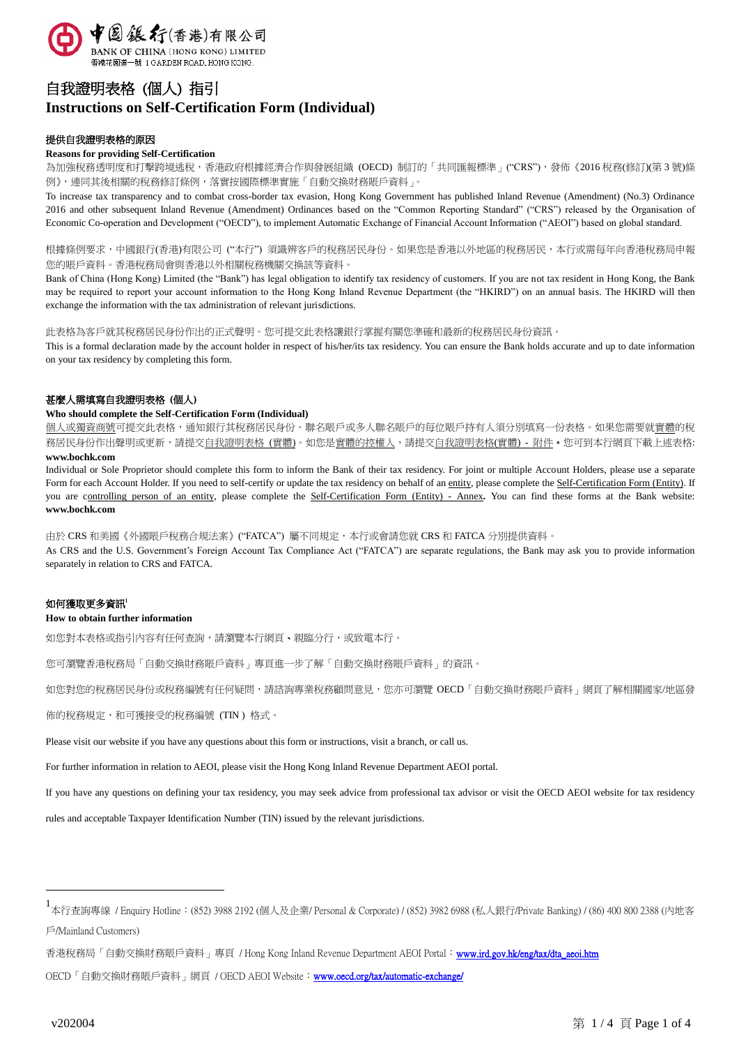中國銀行(香港)有限公司
BANK OF CHINA (HONG KONG) LIMITED
香港花園道一號 1 GARDEN ROAD, HONG KONG.

# 自我證明表格 (個人) 指引
# Instructions on Self-Certification Form (Individual)

### 提供自我證明表格的原因
### Reasons for providing Self-Certification

為加強稅務透明度和打擊跨境逃稅，香港政府根據經濟合作與發展組織 (OECD) 制訂的「共同匯報標準」("CRS")，發佈《2016 稅務(修訂)(第 3 號)條例》，連同其後相關的稅務修訂條例，落實按國際標準實施「自動交換財務賬戶資料」。

To increase tax transparency and to combat cross-border tax evasion, Hong Kong Government has published Inland Revenue (Amendment) (No.3) Ordinance 2016 and other subsequent Inland Revenue (Amendment) Ordinances based on the "Common Reporting Standard" ("CRS") released by the Organisation of Economic Co-operation and Development ("OECD"), to implement Automatic Exchange of Financial Account Information ("AEOI") based on global standard.

根據條例要求，中國銀行(香港)有限公司 ("本行") 須識辨客戶的稅務居民身份。如果您是香港以外地區的稅務居民，本行或需每年向香港稅務局申報您的賬戶資料。香港稅務局會與香港以外相關稅務機關交換該等資料。

Bank of China (Hong Kong) Limited (the "Bank") has legal obligation to identify tax residency of customers. If you are not tax resident in Hong Kong, the Bank may be required to report your account information to the Hong Kong Inland Revenue Department (the "HKIRD") on an annual basis. The HKIRD will then exchange the information with the tax administration of relevant jurisdictions.

此表格為客戶就其稅務居民身份作出的正式聲明。您可提交此表格讓銀行掌握有關您準確和最新的稅務居民身份資訊。

This is a formal declaration made by the account holder in respect of his/her/its tax residency. You can ensure the Bank holds accurate and up to date information on your tax residency by completing this form.

### 甚麼人需填寫自我證明表格 (個人)
### Who should complete the Self-Certification Form (Individual)

個人或獨資商號可提交此表格，通知銀行其稅務居民身份。聯名賬戶或多人聯名賬戶的每位賬戶持有人須分別填寫一份表格。如果您需要就實體的稅務居民身份作出聲明或更新，請提交自我證明表格 (實體)。如您是實體的控權人，請提交自我證明表格(實體) - 附件。您可到本行網頁下載上述表格: **www.bochk.com**

Individual or Sole Proprietor should complete this form to inform the Bank of their tax residency. For joint or multiple Account Holders, please use a separate Form for each Account Holder. If you need to self-certify or update the tax residency on behalf of an entity, please complete the Self-Certification Form (Entity). If you are controlling person of an entity, please complete the Self-Certification Form (Entity) - Annex**.** You can find these forms at the Bank website: **www.bochk.com**

由於 CRS 和美國《外國賬戶稅務合規法案》("FATCA") 屬不同規定，本行或會請您就 CRS 和 FATCA 分別提供資料。

As CRS and the U.S. Government's Foreign Account Tax Compliance Act ("FATCA") are separate regulations, the Bank may ask you to provide information separately in relation to CRS and FATCA.

### 如何獲取更多資訊[1]
### How to obtain further information

如您對本表格或指引內容有任何查詢，請瀏覽本行網頁、親臨分行，或致電本行。

您可瀏覽香港稅務局「自動交換財務賬戶資料」專頁進一步了解「自動交換財務賬戶資料」的資訊。

如您對您的稅務居民身份或稅務編號有任何疑問，請諮詢專業稅務顧問意見，您亦可瀏覽 OECD「自動交換財務賬戶資料」網頁了解相關國家/地區發佈的稅務規定，和可獲接受的稅務編號 (TIN ) 格式。

Please visit our website if you have any questions about this form or instructions, visit a branch, or call us.

For further information in relation to AEOI, please visit the Hong Kong Inland Revenue Department AEOI portal.

If you have any questions on defining your tax residency, you may seek advice from professional tax advisor or visit the OECD AEOI website for tax residency rules and acceptable Taxpayer Identification Number (TIN) issued by the relevant jurisdictions.

---

[1] 本行查詢專線 / Enquiry Hotline：(852) 3988 2192 (個人及企業/ Personal & Corporate) / (852) 3982 6988 (私人銀行/Private Banking) / (86) 400 800 2388 (內地客戶/Mainland Customers)

香港稅務局「自動交換財務賬戶資料」專頁 / Hong Kong Inland Revenue Department AEOI Portal：www.ird.gov.hk/eng/tax/dta_aeoi.htm

OECD「自動交換財務賬戶資料」網頁 / OECD AEOI Website：www.oecd.org/tax/automatic-exchange/

v202004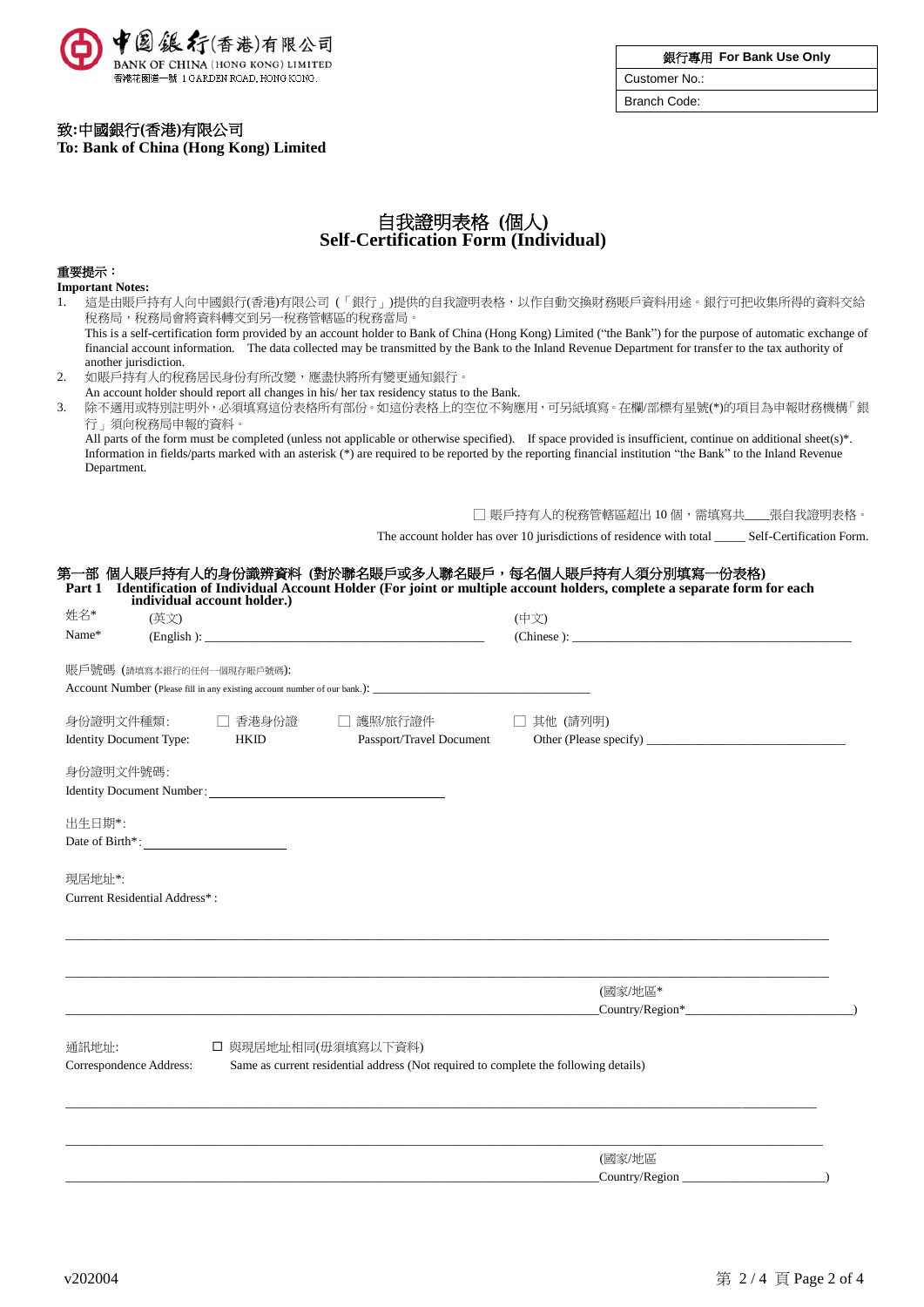中國銀行(香港)有限公司
BANK OF CHINA (HONG KONG) LIMITED
香港花園道一號 1 GARDEN ROAD, HONG KONG

| 銀行專用 For Bank Use Only |
| --- |
| Customer No.: |
| Branch Code: |

**致:中國銀行(香港)有限公司**
**To: Bank of China (Hong Kong) Limited**

# 自我證明表格 (個人)
# Self-Certification Form (Individual)

**重要提示：**
**Important Notes:**

1. 這是由賬戶持有人向中國銀行(香港)有限公司 (「銀行」)提供的自我證明表格，以作自動交換財務賬戶資料用途。銀行可把收集所得的資料交給稅務局，稅務局會將資料轉交到另一稅務管轄區的稅務當局。
   This is a self-certification form provided by an account holder to Bank of China (Hong Kong) Limited ("the Bank") for the purpose of automatic exchange of financial account information. The data collected may be transmitted by the Bank to the Inland Revenue Department for transfer to the tax authority of another jurisdiction.
2. 如賬戶持有人的稅務居民身份有所改變，應盡快將所有變更通知銀行。
   An account holder should report all changes in his/ her tax residency status to the Bank.
3. 除不適用或特別註明外，必須填寫這份表格所有部份。如這份表格上的空位不夠應用，可另紙填寫。在欄/部標有星號(*)的項目為申報財務機構「銀行」須向稅務局申報的資料。
   All parts of the form must be completed (unless not applicable or otherwise specified). If space provided is insufficient, continue on additional sheet(s)*. Information in fields/parts marked with an asterisk (*) are required to be reported by the reporting financial institution "the Bank" to the Inland Revenue Department.

☐ 賬戶持有人的稅務管轄區超出 10 個，需填寫共____張自我證明表格。
The account holder has over 10 jurisdictions of residence with total _____ Self-Certification Form.

## 第一部 個人賬戶持有人的身份識辨資料 (對於聯名賬戶或多人聯名賬戶，每名個人賬戶持有人須分別填寫一份表格)
## Part 1 Identification of Individual Account Holder (For joint or multiple account holders, complete a separate form for each individual account holder.)

姓名* Name* (英文) (English ): ______________________ (中文) (Chinese ): ______________________

賬戶號碼 (請填寫本銀行的任何一個現存賬戶號碼):
Account Number (Please fill in any existing account number of our bank.): ______________________

身份證明文件種類: Identity Document Type: ☐ 香港身份證 HKID ☐ 護照/旅行證件 Passport/Travel Document ☐ 其他 (請列明) Other (Please specify) ______________________

身份證明文件號碼:
Identity Document Number: ______________________

出生日期*:
Date of Birth*: ______________________

現居地址*:
Current Residential Address* :

______________________________________________

______________________________________________

______________________________________________(國家/地區* Country/Region*______________________)

通訊地址: Correspondence Address: ☐ 與現居地址相同(毋須填寫以下資料) Same as current residential address (Not required to complete the following details)

______________________________________________

______________________________________________

______________________________________________(國家/地區 Country/Region ______________________)

v202004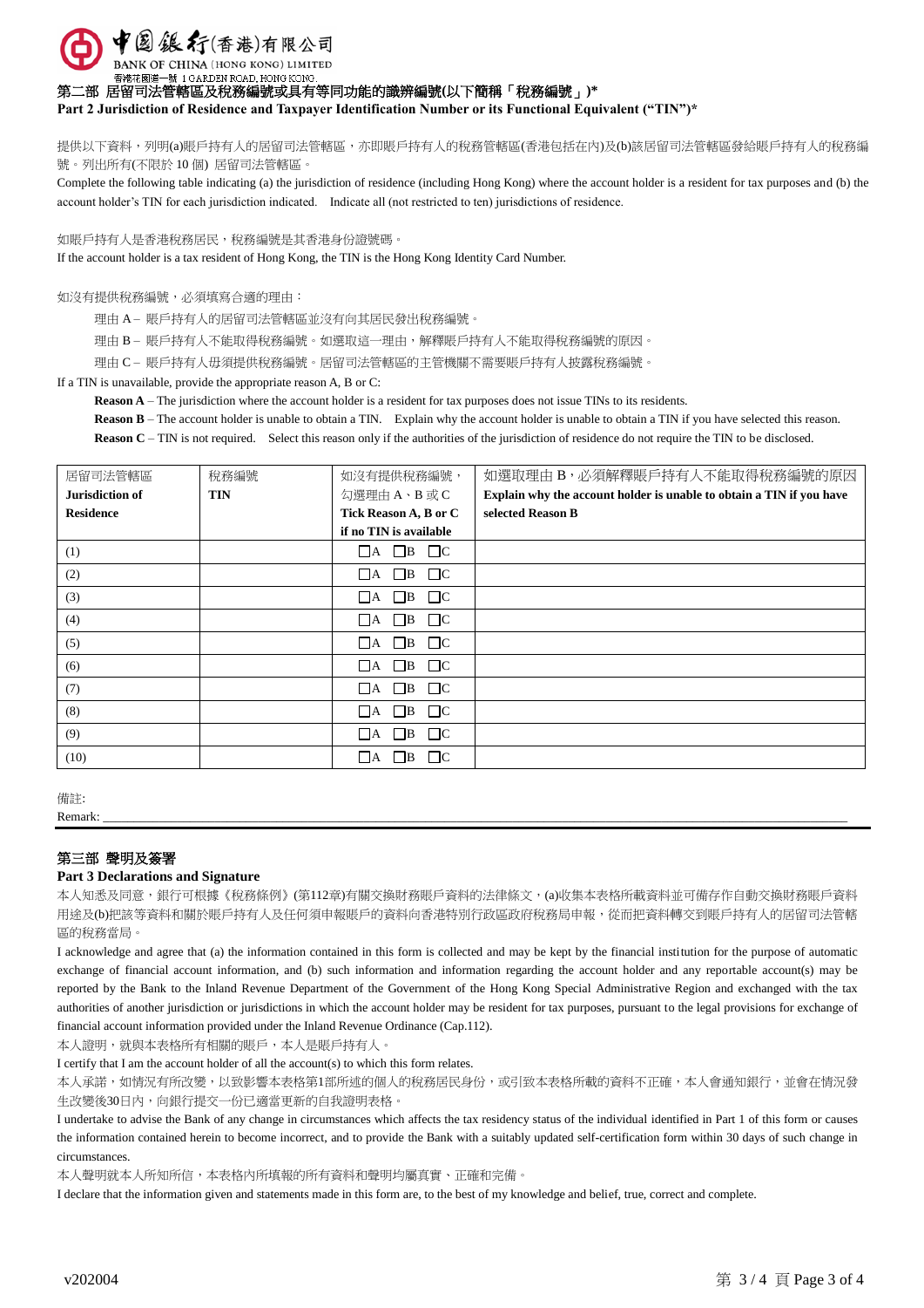中國銀行(香港)有限公司
BANK OF CHINA (HONG KONG) LIMITED
香港花園道一號 1 GARDEN ROAD, HONG KONG.

## 第二部 居留司法管轄區及稅務編號或具有等同功能的識辨編號(以下簡稱「稅務編號」)*
## Part 2 Jurisdiction of Residence and Taxpayer Identification Number or its Functional Equivalent ("TIN")*

提供以下資料，列明(a)賬戶持有人的居留司法管轄區，亦即賬戶持有人的稅務管轄區(香港包括在內)及(b)該居留司法管轄區發給賬戶持有人的稅務編號。列出所有(不限於 10 個) 居留司法管轄區。

Complete the following table indicating (a) the jurisdiction of residence (including Hong Kong) where the account holder is a resident for tax purposes and (b) the account holder's TIN for each jurisdiction indicated. Indicate all (not restricted to ten) jurisdictions of residence.

如賬戶持有人是香港稅務居民，稅務編號是其香港身份證號碼。

If the account holder is a tax resident of Hong Kong, the TIN is the Hong Kong Identity Card Number.

如沒有提供稅務編號，必須填寫合適的理由：

理由 A – 賬戶持有人的居留司法管轄區並沒有向其居民發出稅務編號。

理由 B – 賬戶持有人不能取得稅務編號。如選取這一理由，解釋賬戶持有人不能取得稅務編號的原因。

理由 C – 賬戶持有人毋須提供稅務編號。居留司法管轄區的主管機關不需要賬戶持有人披露稅務編號。

If a TIN is unavailable, provide the appropriate reason A, B or C:

**Reason A** – The jurisdiction where the account holder is a resident for tax purposes does not issue TINs to its residents.

**Reason B** – The account holder is unable to obtain a TIN. Explain why the account holder is unable to obtain a TIN if you have selected this reason.

**Reason C** – TIN is not required. Select this reason only if the authorities of the jurisdiction of residence do not require the TIN to be disclosed.

| 居留司法管轄區 **Jurisdiction of Residence** | 稅務編號 **TIN** | 如沒有提供稅務編號，勾選理由 A、B 或 C **Tick Reason A, B or C if no TIN is available** | 如選取理由 B，必須解釋賬戶持有人不能取得稅務編號的原因 **Explain why the account holder is unable to obtain a TIN if you have selected Reason B** |
|---|---|---|---|
| (1) | | ☐A ☐B ☐C | |
| (2) | | ☐A ☐B ☐C | |
| (3) | | ☐A ☐B ☐C | |
| (4) | | ☐A ☐B ☐C | |
| (5) | | ☐A ☐B ☐C | |
| (6) | | ☐A ☐B ☐C | |
| (7) | | ☐A ☐B ☐C | |
| (8) | | ☐A ☐B ☐C | |
| (9) | | ☐A ☐B ☐C | |
| (10) | | ☐A ☐B ☐C | |

備註:
Remark: ______________________________

## 第三部 聲明及簽署
## Part 3 Declarations and Signature

本人知悉及同意，銀行可根據《稅務條例》(第112章)有關交換財務賬戶資料的法律條文，(a)收集本表格所載資料並可備存作自動交換財務賬戶資料用途及(b)把該等資料和關於賬戶持有人及任何須申報賬戶的資料向香港特別行政區政府稅務局申報，從而把資料轉交到賬戶持有人的居留司法管轄區的稅務當局。

I acknowledge and agree that (a) the information contained in this form is collected and may be kept by the financial institution for the purpose of automatic exchange of financial account information, and (b) such information and information regarding the account holder and any reportable account(s) may be reported by the Bank to the Inland Revenue Department of the Government of the Hong Kong Special Administrative Region and exchanged with the tax authorities of another jurisdiction or jurisdictions in which the account holder may be resident for tax purposes, pursuant to the legal provisions for exchange of financial account information provided under the Inland Revenue Ordinance (Cap.112).

本人證明，就與本表格所有相關的賬戶，本人是賬戶持有人。

I certify that I am the account holder of all the account(s) to which this form relates.

本人承諾，如情況有所改變，以致影響本表格第1部所述的個人的稅務居民身份，或引致本表格所載的資料不正確，本人會通知銀行，並會在情況發生改變後30日內，向銀行提交一份已適當更新的自我證明表格。

I undertake to advise the Bank of any change in circumstances which affects the tax residency status of the individual identified in Part 1 of this form or causes the information contained herein to become incorrect, and to provide the Bank with a suitably updated self-certification form within 30 days of such change in circumstances.

本人聲明就本人所知所信，本表格內所填報的所有資料和聲明均屬真實、正確和完備。

I declare that the information given and statements made in this form are, to the best of my knowledge and belief, true, correct and complete.

v202004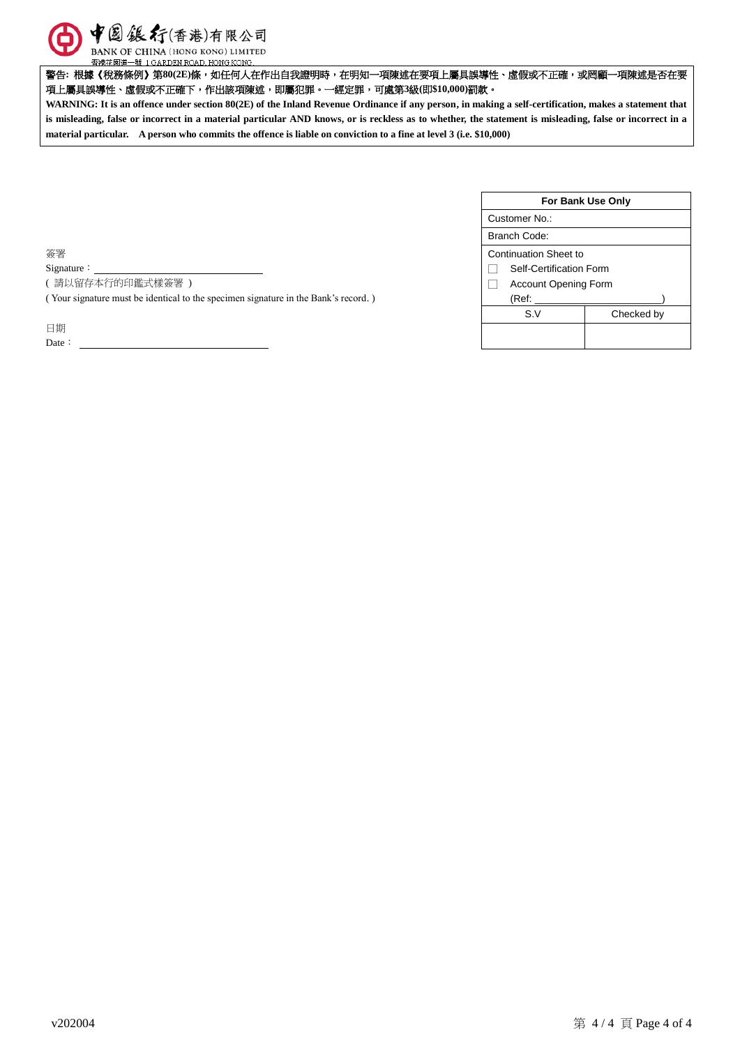中國銀行(香港)有限公司
BANK OF CHINA (HONG KONG) LIMITED
香港花園道一號 1 GARDEN ROAD, HONG KONG.

**警告: 根據《稅務條例》第80(2E)條，如任何人在作出自我證明時，在明知一項陳述在要項上屬具誤導性、虛假或不正確，或罔顧一項陳述是否在要項上屬具誤導性、虛假或不正確下，作出該項陳述，即屬犯罪。一經定罪，可處第3級(即$10,000)罰款。**

**WARNING: It is an offence under section 80(2E) of the Inland Revenue Ordinance if any person, in making a self-certification, makes a statement that is misleading, false or incorrect in a material particular AND knows, or is reckless as to whether, the statement is misleading, false or incorrect in a material particular. A person who commits the offence is liable on conviction to a fine at level 3 (i.e. $10,000)**

簽署
Signature：\_\_\_\_\_\_\_\_\_\_\_\_\_\_\_\_\_\_\_\_\_\_\_\_\_\_\_\_
( 請以留存本行的印鑑式樣簽署 )
( Your signature must be identical to the specimen signature in the Bank's record. )

日期
Date：\_\_\_\_\_\_\_\_\_\_\_\_\_\_\_\_\_\_\_\_\_\_\_\_\_\_\_\_

| For Bank Use Only | |
|---|---|
| Customer No.: | |
| Branch Code: | |
| Continuation Sheet to<br>☐ Self-Certification Form<br>☐ Account Opening Form<br>(Ref: \_\_\_\_\_\_\_\_\_\_\_\_\_\_\_\_\_\_) | |
| S.V | Checked by |
| | |

v202004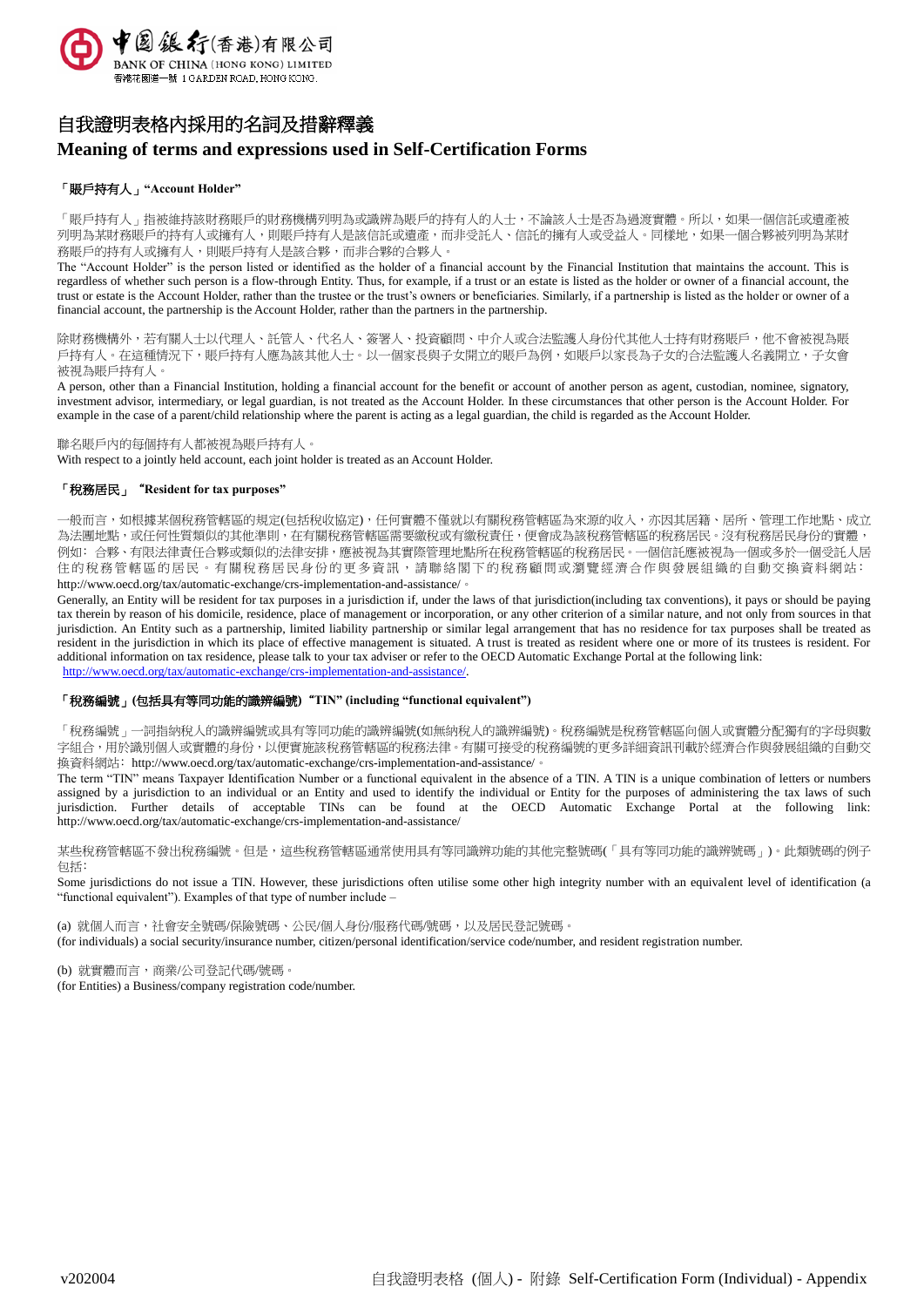中國銀行(香港)有限公司
BANK OF CHINA (HONG KONG) LIMITED
香港花園道一號 1 GARDEN ROAD, HONG KONG.

# 自我證明表格內採用的名詞及措辭釋義
# Meaning of terms and expressions used in Self-Certification Forms

### 「賬戶持有人」"Account Holder"

「賬戶持有人」指被維持該財務賬戶的財務機構列明為或識辨為賬戶的持有人的人士，不論該人士是否為過渡實體。所以，如果一個信託或遺產被列明為某財務賬戶的持有人或擁有人，則賬戶持有人是該信託或遺產，而非受託人、信託的擁有人或受益人。同樣地，如果一個合夥被列明為某財務賬戶的持有人或擁有人，則賬戶持有人是該合夥，而非合夥的合夥人。

The "Account Holder" is the person listed or identified as the holder of a financial account by the Financial Institution that maintains the account. This is regardless of whether such person is a flow-through Entity. Thus, for example, if a trust or an estate is listed as the holder or owner of a financial account, the trust or estate is the Account Holder, rather than the trustee or the trust's owners or beneficiaries. Similarly, if a partnership is listed as the holder or owner of a financial account, the partnership is the Account Holder, rather than the partners in the partnership.

除財務機構外，若有關人士以代理人、託管人、代名人、簽署人、投資顧問、中介人或合法監護人身份代其他人士持有財務賬戶，他不會被視為賬戶持有人。在這種情況下，賬戶持有人應為該其他人士。以一個家長與子女開立的賬戶為例，如賬戶以家長為子女的合法監護人名義開立，子女會被視為賬戶持有人。

A person, other than a Financial Institution, holding a financial account for the benefit or account of another person as agent, custodian, nominee, signatory, investment advisor, intermediary, or legal guardian, is not treated as the Account Holder. In these circumstances that other person is the Account Holder. For example in the case of a parent/child relationship where the parent is acting as a legal guardian, the child is regarded as the Account Holder.

聯名賬戶內的每個持有人都被視為賬戶持有人。

With respect to a jointly held account, each joint holder is treated as an Account Holder.

### 「稅務居民」 "Resident for tax purposes"

一般而言，如根據某個稅務管轄區的規定(包括稅收協定)，任何實體不僅就以有關稅務管轄區為來源的收入，亦因其居籍、居所、管理工作地點、成立為法團地點，或任何性質類似的其他準則，在有關稅務管轄區需要繳稅或有繳稅責任，便會成為該稅務管轄區的稅務居民。沒有稅務居民身份的實體，例如：合夥、有限法律責任合夥或類似的法律安排，應被視為其實際管理地點所在稅務管轄區的稅務居民。一個信託應被視為一個或多於一個受託人居住的稅務管轄區的居民。有關稅務居民身份的更多資訊，請聯絡閣下的稅務顧問或瀏覽經濟合作與發展組織的自動交換資料網站：http://www.oecd.org/tax/automatic-exchange/crs-implementation-and-assistance/。

Generally, an Entity will be resident for tax purposes in a jurisdiction if, under the laws of that jurisdiction(including tax conventions), it pays or should be paying tax therein by reason of his domicile, residence, place of management or incorporation, or any other criterion of a similar nature, and not only from sources in that jurisdiction. An Entity such as a partnership, limited liability partnership or similar legal arrangement that has no residence for tax purposes shall be treated as resident in the jurisdiction in which its place of effective management is situated. A trust is treated as resident where one or more of its trustees is resident. For additional information on tax residence, please talk to your tax adviser or refer to the OECD Automatic Exchange Portal at the following link: http://www.oecd.org/tax/automatic-exchange/crs-implementation-and-assistance/.

### 「稅務編號」(包括具有等同功能的識辨編號) "TIN" (including "functional equivalent")

「稅務編號」一詞指納稅人的識辨編號或具有等同功能的識辨編號(如無納稅人的識辨編號)。稅務編號是稅務管轄區向個人或實體分配獨有的字母與數字組合，用於識別個人或實體的身份，以便實施該稅務管轄區的稅務法律。有關可接受的稅務編號的更多詳細資訊刊載於經濟合作與發展組織的自動交換資料網站：http://www.oecd.org/tax/automatic-exchange/crs-implementation-and-assistance/。

The term "TIN" means Taxpayer Identification Number or a functional equivalent in the absence of a TIN. A TIN is a unique combination of letters or numbers assigned by a jurisdiction to an individual or an Entity and used to identify the individual or Entity for the purposes of administering the tax laws of such jurisdiction. Further details of acceptable TINs can be found at the OECD Automatic Exchange Portal at the following link: http://www.oecd.org/tax/automatic-exchange/crs-implementation-and-assistance/

某些稅務管轄區不發出稅務編號。但是，這些稅務管轄區通常使用具有等同識辨功能的其他完整號碼(「具有等同功能的識辨號碼」)。此類號碼的例子包括：

Some jurisdictions do not issue a TIN. However, these jurisdictions often utilise some other high integrity number with an equivalent level of identification (a "functional equivalent"). Examples of that type of number include –

(a) 就個人而言，社會安全號碼/保險號碼、公民/個人身份/服務代碼/號碼，以及居民登記號碼。
(for individuals) a social security/insurance number, citizen/personal identification/service code/number, and resident registration number.

(b) 就實體而言，商業/公司登記代碼/號碼。
(for Entities) a Business/company registration code/number.

v202004 自我證明表格 (個人) - 附錄 Self-Certification Form (Individual) - Appendix